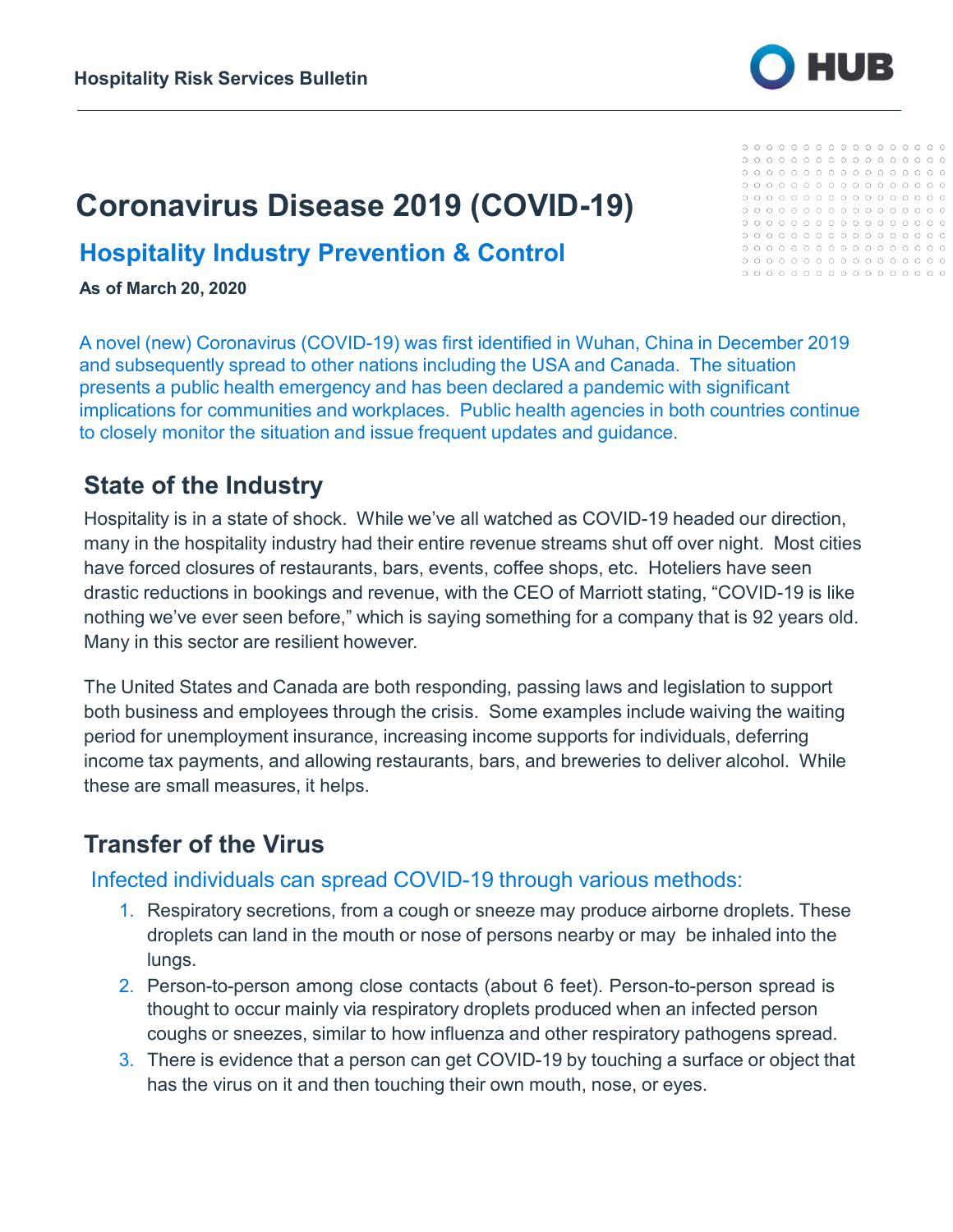Hospitality Risk Services Bulletin

# Coronavirus Disease 2019 (COVID-19)

## Hospitality Industry Prevention & Control

**As of March 20, 2020**

A novel (new) Coronavirus (COVID-19) was first identified in Wuhan, China in December 2019 and subsequently spread to other nations including the USA and Canada. The situation presents a public health emergency and has been declared a pandemic with significant implications for communities and workplaces. Public health agencies in both countries continue to closely monitor the situation and issue frequent updates and guidance.

## State of the Industry

Hospitality is in a state of shock. While we've all watched as COVID-19 headed our direction, many in the hospitality industry had their entire revenue streams shut off over night. Most cities have forced closures of restaurants, bars, events, coffee shops, etc. Hoteliers have seen drastic reductions in bookings and revenue, with the CEO of Marriott stating, "COVID-19 is like nothing we've ever seen before," which is saying something for a company that is 92 years old. Many in this sector are resilient however.

The United States and Canada are both responding, passing laws and legislation to support both business and employees through the crisis. Some examples include waiving the waiting period for unemployment insurance, increasing income supports for individuals, deferring income tax payments, and allowing restaurants, bars, and breweries to deliver alcohol. While these are small measures, it helps.

## Transfer of the Virus

### Infected individuals can spread COVID-19 through various methods:

1. Respiratory secretions, from a cough or sneeze may produce airborne droplets. These droplets can land in the mouth or nose of persons nearby or may be inhaled into the lungs.
2. Person-to-person among close contacts (about 6 feet). Person-to-person spread is thought to occur mainly via respiratory droplets produced when an infected person coughs or sneezes, similar to how influenza and other respiratory pathogens spread.
3. There is evidence that a person can get COVID-19 by touching a surface or object that has the virus on it and then touching their own mouth, nose, or eyes.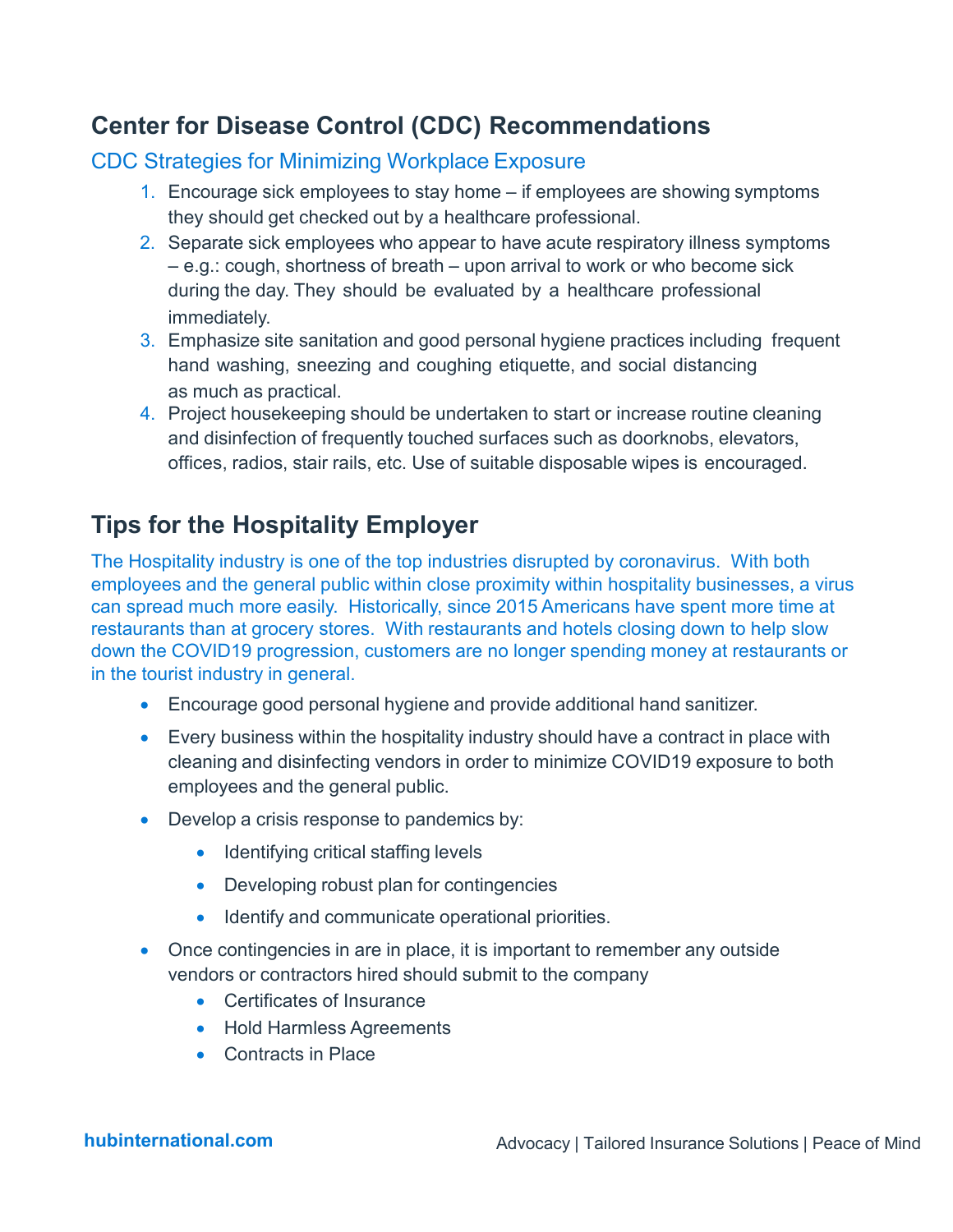## Center for Disease Control (CDC) Recommendations

### CDC Strategies for Minimizing Workplace Exposure

1. Encourage sick employees to stay home – if employees are showing symptoms they should get checked out by a healthcare professional.
2. Separate sick employees who appear to have acute respiratory illness symptoms – e.g.: cough, shortness of breath – upon arrival to work or who become sick during the day. They should be evaluated by a healthcare professional immediately.
3. Emphasize site sanitation and good personal hygiene practices including frequent hand washing, sneezing and coughing etiquette, and social distancing as much as practical.
4. Project housekeeping should be undertaken to start or increase routine cleaning and disinfection of frequently touched surfaces such as doorknobs, elevators, offices, radios, stair rails, etc. Use of suitable disposable wipes is encouraged.

## Tips for the Hospitality Employer

The Hospitality industry is one of the top industries disrupted by coronavirus. With both employees and the general public within close proximity within hospitality businesses, a virus can spread much more easily. Historically, since 2015 Americans have spent more time at restaurants than at grocery stores. With restaurants and hotels closing down to help slow down the COVID19 progression, customers are no longer spending money at restaurants or in the tourist industry in general.

- Encourage good personal hygiene and provide additional hand sanitizer.
- Every business within the hospitality industry should have a contract in place with cleaning and disinfecting vendors in order to minimize COVID19 exposure to both employees and the general public.
- Develop a crisis response to pandemics by:
  - Identifying critical staffing levels
  - Developing robust plan for contingencies
  - Identify and communicate operational priorities.
- Once contingencies in are in place, it is important to remember any outside vendors or contractors hired should submit to the company
  - Certificates of Insurance
  - Hold Harmless Agreements
  - Contracts in Place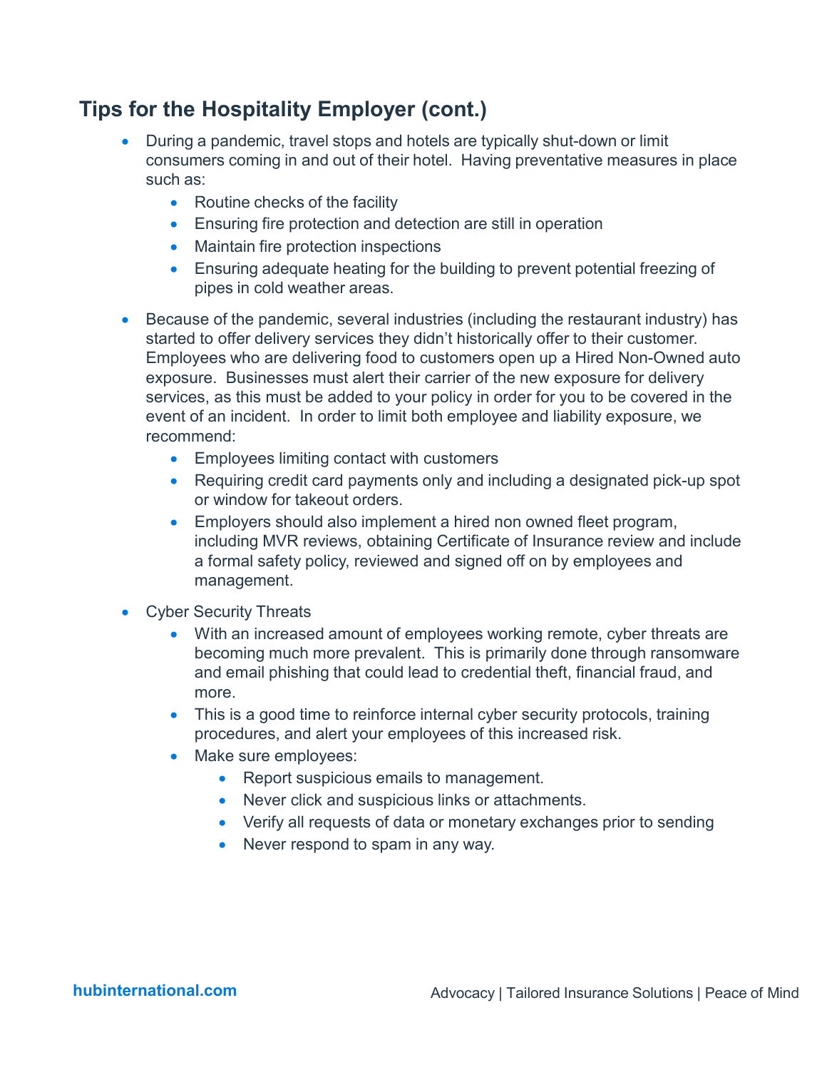## Tips for the Hospitality Employer (cont.)

- During a pandemic, travel stops and hotels are typically shut-down or limit consumers coming in and out of their hotel. Having preventative measures in place such as:
  - Routine checks of the facility
  - Ensuring fire protection and detection are still in operation
  - Maintain fire protection inspections
  - Ensuring adequate heating for the building to prevent potential freezing of pipes in cold weather areas.
- Because of the pandemic, several industries (including the restaurant industry) has started to offer delivery services they didn't historically offer to their customer. Employees who are delivering food to customers open up a Hired Non-Owned auto exposure. Businesses must alert their carrier of the new exposure for delivery services, as this must be added to your policy in order for you to be covered in the event of an incident. In order to limit both employee and liability exposure, we recommend:
  - Employees limiting contact with customers
  - Requiring credit card payments only and including a designated pick-up spot or window for takeout orders.
  - Employers should also implement a hired non owned fleet program, including MVR reviews, obtaining Certificate of Insurance review and include a formal safety policy, reviewed and signed off on by employees and management.
- Cyber Security Threats
  - With an increased amount of employees working remote, cyber threats are becoming much more prevalent. This is primarily done through ransomware and email phishing that could lead to credential theft, financial fraud, and more.
  - This is a good time to reinforce internal cyber security protocols, training procedures, and alert your employees of this increased risk.
  - Make sure employees:
    - Report suspicious emails to management.
    - Never click and suspicious links or attachments.
    - Verify all requests of data or monetary exchanges prior to sending
    - Never respond to spam in any way.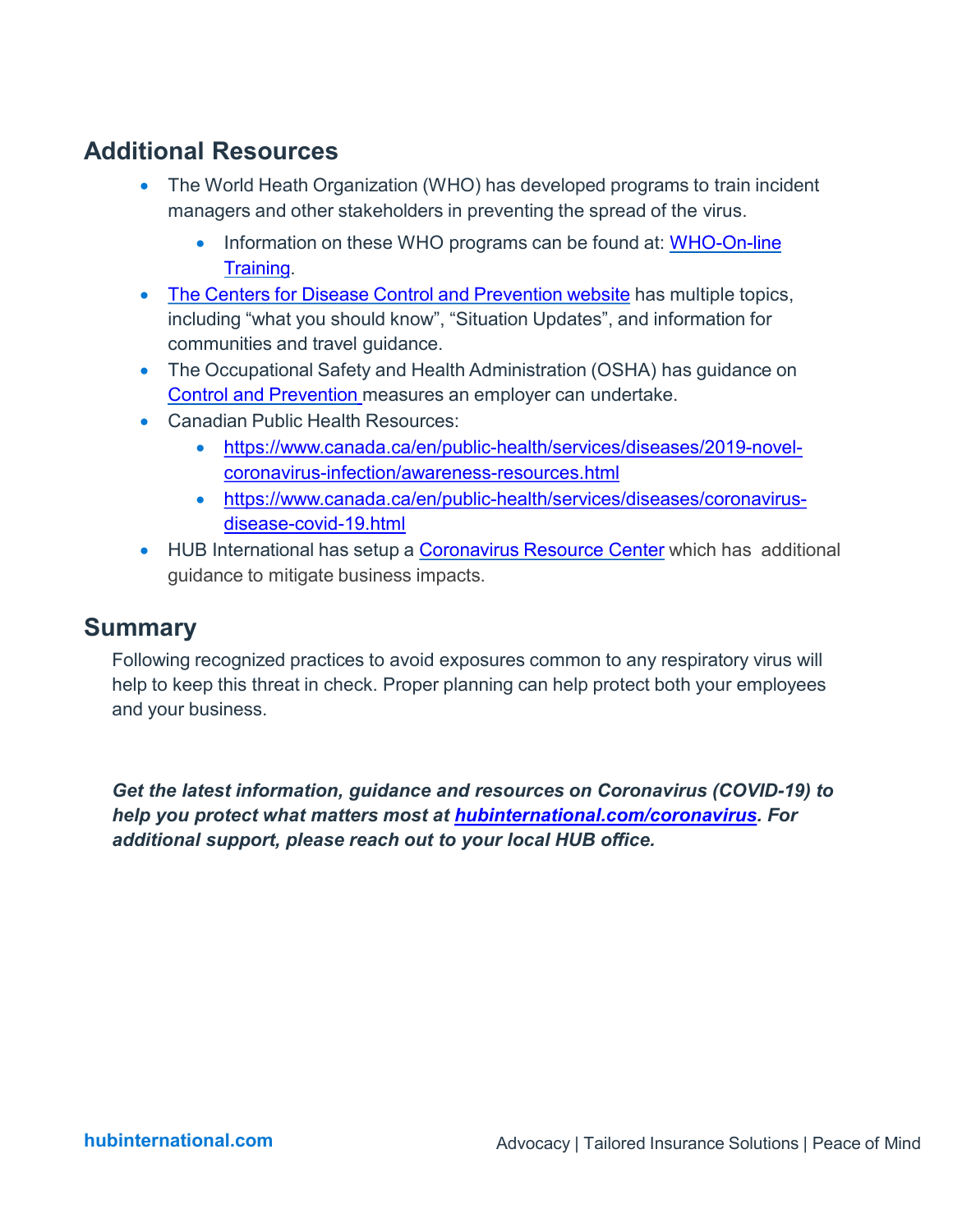## Additional Resources

- The World Heath Organization (WHO) has developed programs to train incident managers and other stakeholders in preventing the spread of the virus.
  - Information on these WHO programs can be found at: WHO-On-line Training.
- The Centers for Disease Control and Prevention website has multiple topics, including "what you should know", "Situation Updates", and information for communities and travel guidance.
- The Occupational Safety and Health Administration (OSHA) has guidance on Control and Prevention measures an employer can undertake.
- Canadian Public Health Resources:
  - https://www.canada.ca/en/public-health/services/diseases/2019-novel-coronavirus-infection/awareness-resources.html
  - https://www.canada.ca/en/public-health/services/diseases/coronavirus-disease-covid-19.html
- HUB International has setup a Coronavirus Resource Center which has additional guidance to mitigate business impacts.

## Summary

Following recognized practices to avoid exposures common to any respiratory virus will help to keep this threat in check. Proper planning can help protect both your employees and your business.

***Get the latest information, guidance and resources on Coronavirus (COVID-19) to help you protect what matters most at hubinternational.com/coronavirus. For additional support, please reach out to your local HUB office.***